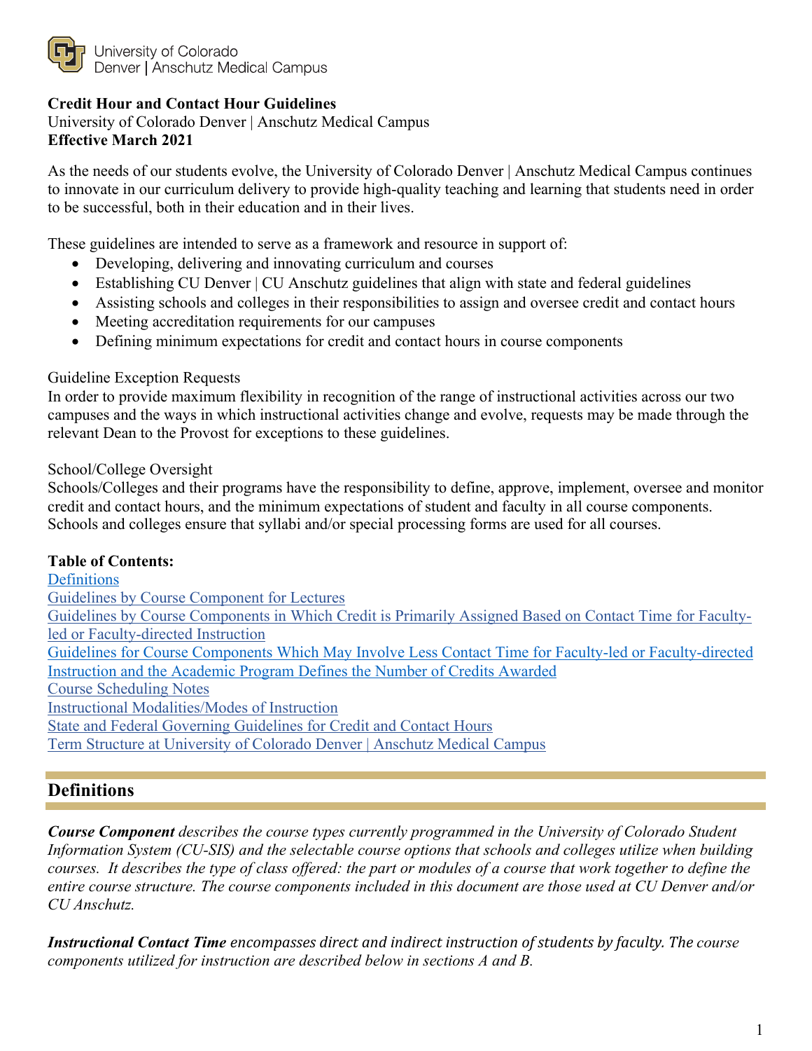University of Colorado
Denver | Anschutz Medical Campus

**Credit Hour and Contact Hour Guidelines**
University of Colorado Denver | Anschutz Medical Campus
**Effective March 2021**

As the needs of our students evolve, the University of Colorado Denver | Anschutz Medical Campus continues to innovate in our curriculum delivery to provide high-quality teaching and learning that students need in order to be successful, both in their education and in their lives.

These guidelines are intended to serve as a framework and resource in support of:

- Developing, delivering and innovating curriculum and courses
- Establishing CU Denver | CU Anschutz guidelines that align with state and federal guidelines
- Assisting schools and colleges in their responsibilities to assign and oversee credit and contact hours
- Meeting accreditation requirements for our campuses
- Defining minimum expectations for credit and contact hours in course components

Guideline Exception Requests
In order to provide maximum flexibility in recognition of the range of instructional activities across our two campuses and the ways in which instructional activities change and evolve, requests may be made through the relevant Dean to the Provost for exceptions to these guidelines.

School/College Oversight
Schools/Colleges and their programs have the responsibility to define, approve, implement, oversee and monitor credit and contact hours, and the minimum expectations of student and faculty in all course components. Schools and colleges ensure that syllabi and/or special processing forms are used for all courses.

**Table of Contents:**
Definitions
Guidelines by Course Component for Lectures
Guidelines by Course Components in Which Credit is Primarily Assigned Based on Contact Time for Faculty-led or Faculty-directed Instruction
Guidelines for Course Components Which May Involve Less Contact Time for Faculty-led or Faculty-directed Instruction and the Academic Program Defines the Number of Credits Awarded
Course Scheduling Notes
Instructional Modalities/Modes of Instruction
State and Federal Governing Guidelines for Credit and Contact Hours
Term Structure at University of Colorado Denver | Anschutz Medical Campus

## Definitions

***Course Component*** *describes the course types currently programmed in the University of Colorado Student Information System (CU-SIS) and the selectable course options that schools and colleges utilize when building courses. It describes the type of class offered: the part or modules of a course that work together to define the entire course structure. The course components included in this document are those used at CU Denver and/or CU Anschutz.*

***Instructional Contact Time*** *encompasses direct and indirect instruction of students by faculty. The course components utilized for instruction are described below in sections A and B.*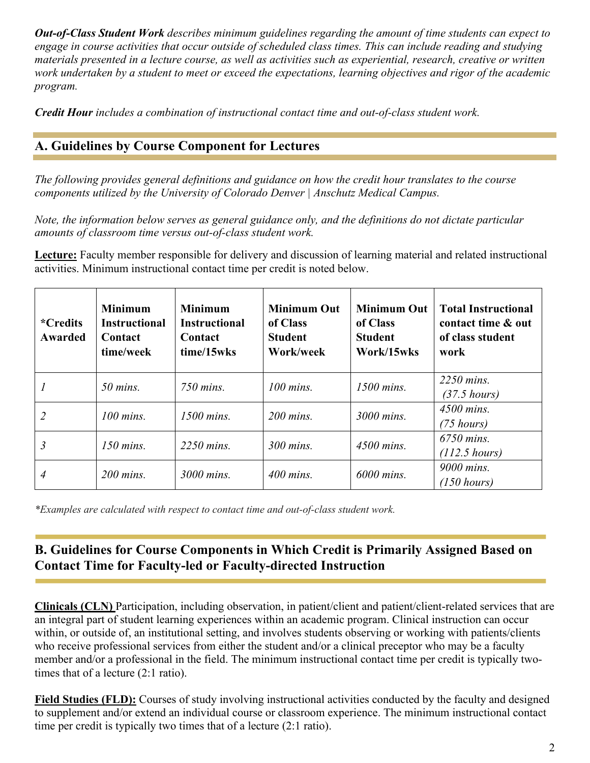***Out-of-Class Student Work*** *describes minimum guidelines regarding the amount of time students can expect to engage in course activities that occur outside of scheduled class times. This can include reading and studying materials presented in a lecture course, as well as activities such as experiential, research, creative or written work undertaken by a student to meet or exceed the expectations, learning objectives and rigor of the academic program.*

***Credit Hour*** *includes a combination of instructional contact time and out-of-class student work.*

## A. Guidelines by Course Component for Lectures

*The following provides general definitions and guidance on how the credit hour translates to the course components utilized by the University of Colorado Denver | Anschutz Medical Campus.*

*Note, the information below serves as general guidance only, and the definitions do not dictate particular amounts of classroom time versus out-of-class student work.*

**Lecture:** Faculty member responsible for delivery and discussion of learning material and related instructional activities. Minimum instructional contact time per credit is noted below.

| *Credits Awarded | Minimum Instructional Contact time/week | Minimum Instructional Contact time/15wks | Minimum Out of Class Student Work/week | Minimum Out of Class Student Work/15wks | Total Instructional contact time & out of class student work |
|---|---|---|---|---|---|
| *1* | *50 mins.* | *750 mins.* | *100 mins.* | *1500 mins.* | *2250 mins. (37.5 hours)* |
| *2* | *100 mins.* | *1500 mins.* | *200 mins.* | *3000 mins.* | *4500 mins. (75 hours)* |
| *3* | *150 mins.* | *2250 mins.* | *300 mins.* | *4500 mins.* | *6750 mins. (112.5 hours)* |
| *4* | *200 mins.* | *3000 mins.* | *400 mins.* | *6000 mins.* | *9000 mins. (150 hours)* |

*\*Examples are calculated with respect to contact time and out-of-class student work.*

## B. Guidelines for Course Components in Which Credit is Primarily Assigned Based on Contact Time for Faculty-led or Faculty-directed Instruction

**Clinicals (CLN)** Participation, including observation, in patient/client and patient/client-related services that are an integral part of student learning experiences within an academic program. Clinical instruction can occur within, or outside of, an institutional setting, and involves students observing or working with patients/clients who receive professional services from either the student and/or a clinical preceptor who may be a faculty member and/or a professional in the field. The minimum instructional contact time per credit is typically two-times that of a lecture (2:1 ratio).

**Field Studies (FLD):** Courses of study involving instructional activities conducted by the faculty and designed to supplement and/or extend an individual course or classroom experience. The minimum instructional contact time per credit is typically two times that of a lecture (2:1 ratio).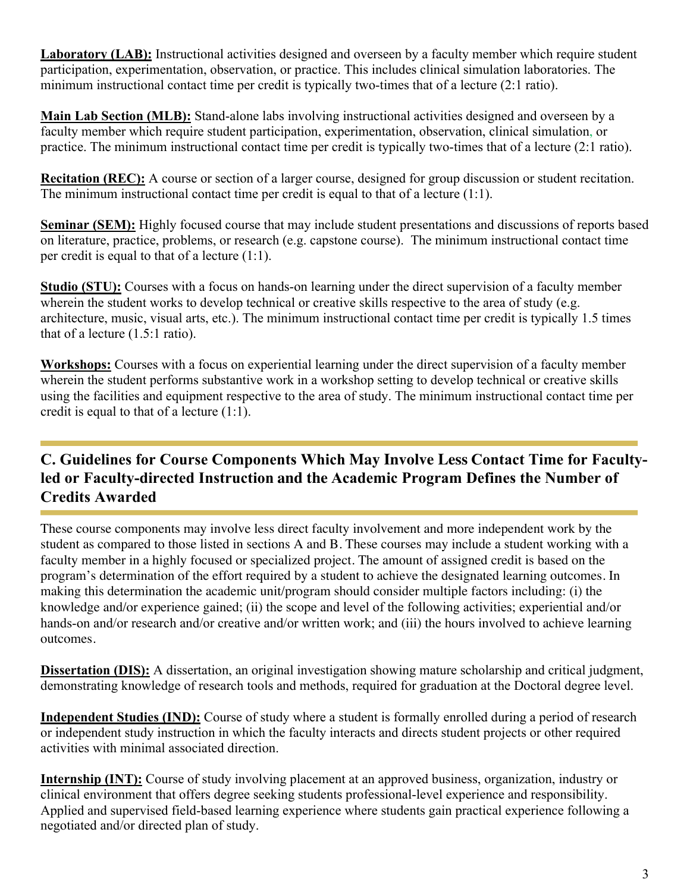**Laboratory (LAB):** Instructional activities designed and overseen by a faculty member which require student participation, experimentation, observation, or practice. This includes clinical simulation laboratories. The minimum instructional contact time per credit is typically two-times that of a lecture (2:1 ratio).

**Main Lab Section (MLB):** Stand-alone labs involving instructional activities designed and overseen by a faculty member which require student participation, experimentation, observation, clinical simulation, or practice. The minimum instructional contact time per credit is typically two-times that of a lecture (2:1 ratio).

**Recitation (REC):** A course or section of a larger course, designed for group discussion or student recitation. The minimum instructional contact time per credit is equal to that of a lecture (1:1).

**Seminar (SEM):** Highly focused course that may include student presentations and discussions of reports based on literature, practice, problems, or research (e.g. capstone course). The minimum instructional contact time per credit is equal to that of a lecture (1:1).

**Studio (STU):** Courses with a focus on hands-on learning under the direct supervision of a faculty member wherein the student works to develop technical or creative skills respective to the area of study (e.g. architecture, music, visual arts, etc.). The minimum instructional contact time per credit is typically 1.5 times that of a lecture (1.5:1 ratio).

**Workshops:** Courses with a focus on experiential learning under the direct supervision of a faculty member wherein the student performs substantive work in a workshop setting to develop technical or creative skills using the facilities and equipment respective to the area of study. The minimum instructional contact time per credit is equal to that of a lecture (1:1).

## C. Guidelines for Course Components Which May Involve Less Contact Time for Faculty-led or Faculty-directed Instruction and the Academic Program Defines the Number of Credits Awarded

These course components may involve less direct faculty involvement and more independent work by the student as compared to those listed in sections A and B. These courses may include a student working with a faculty member in a highly focused or specialized project. The amount of assigned credit is based on the program's determination of the effort required by a student to achieve the designated learning outcomes. In making this determination the academic unit/program should consider multiple factors including: (i) the knowledge and/or experience gained; (ii) the scope and level of the following activities; experiential and/or hands-on and/or research and/or creative and/or written work; and (iii) the hours involved to achieve learning outcomes.

**Dissertation (DIS):** A dissertation, an original investigation showing mature scholarship and critical judgment, demonstrating knowledge of research tools and methods, required for graduation at the Doctoral degree level.

**Independent Studies (IND):** Course of study where a student is formally enrolled during a period of research or independent study instruction in which the faculty interacts and directs student projects or other required activities with minimal associated direction.

**Internship (INT):** Course of study involving placement at an approved business, organization, industry or clinical environment that offers degree seeking students professional-level experience and responsibility. Applied and supervised field-based learning experience where students gain practical experience following a negotiated and/or directed plan of study.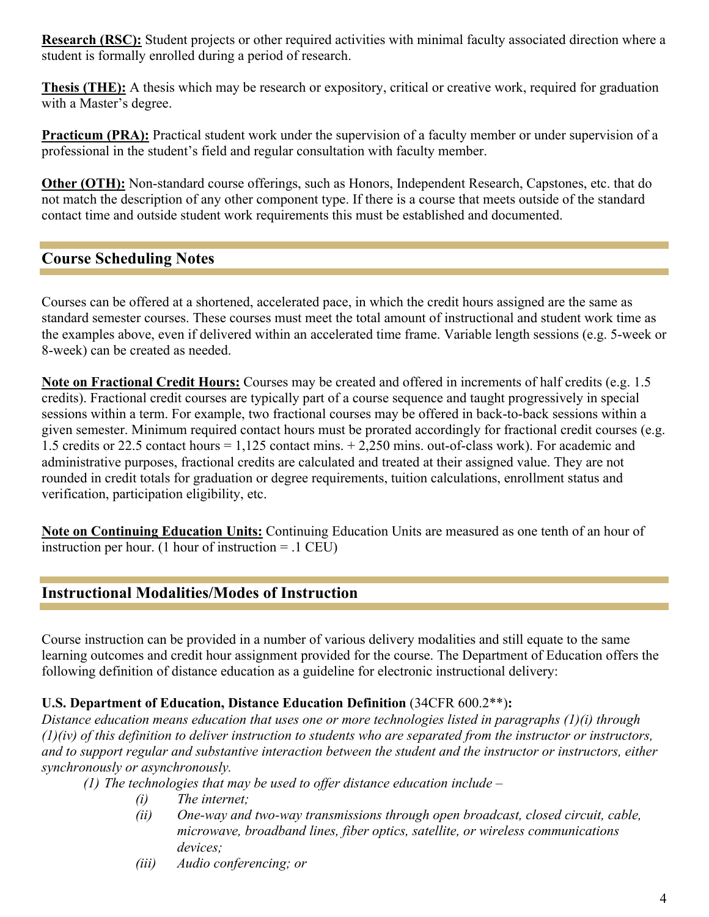**Research (RSC):** Student projects or other required activities with minimal faculty associated direction where a student is formally enrolled during a period of research.

**Thesis (THE):** A thesis which may be research or expository, critical or creative work, required for graduation with a Master's degree.

**Practicum (PRA):** Practical student work under the supervision of a faculty member or under supervision of a professional in the student's field and regular consultation with faculty member.

**Other (OTH):** Non-standard course offerings, such as Honors, Independent Research, Capstones, etc. that do not match the description of any other component type. If there is a course that meets outside of the standard contact time and outside student work requirements this must be established and documented.

## Course Scheduling Notes

Courses can be offered at a shortened, accelerated pace, in which the credit hours assigned are the same as standard semester courses. These courses must meet the total amount of instructional and student work time as the examples above, even if delivered within an accelerated time frame. Variable length sessions (e.g. 5-week or 8-week) can be created as needed.

**Note on Fractional Credit Hours:** Courses may be created and offered in increments of half credits (e.g. 1.5 credits). Fractional credit courses are typically part of a course sequence and taught progressively in special sessions within a term. For example, two fractional courses may be offered in back-to-back sessions within a given semester. Minimum required contact hours must be prorated accordingly for fractional credit courses (e.g. 1.5 credits or 22.5 contact hours = 1,125 contact mins. + 2,250 mins. out-of-class work). For academic and administrative purposes, fractional credits are calculated and treated at their assigned value. They are not rounded in credit totals for graduation or degree requirements, tuition calculations, enrollment status and verification, participation eligibility, etc.

**Note on Continuing Education Units:** Continuing Education Units are measured as one tenth of an hour of instruction per hour. (1 hour of instruction = .1 CEU)

## Instructional Modalities/Modes of Instruction

Course instruction can be provided in a number of various delivery modalities and still equate to the same learning outcomes and credit hour assignment provided for the course. The Department of Education offers the following definition of distance education as a guideline for electronic instructional delivery:

**U.S. Department of Education, Distance Education Definition** (34CFR 600.2**)**:**

*Distance education means education that uses one or more technologies listed in paragraphs (1)(i) through (1)(iv) of this definition to deliver instruction to students who are separated from the instructor or instructors, and to support regular and substantive interaction between the student and the instructor or instructors, either synchronously or asynchronously.*

*(1) The technologies that may be used to offer distance education include –*

- *(i) The internet;*
- *(ii) One-way and two-way transmissions through open broadcast, closed circuit, cable, microwave, broadband lines, fiber optics, satellite, or wireless communications devices;*
- *(iii) Audio conferencing; or*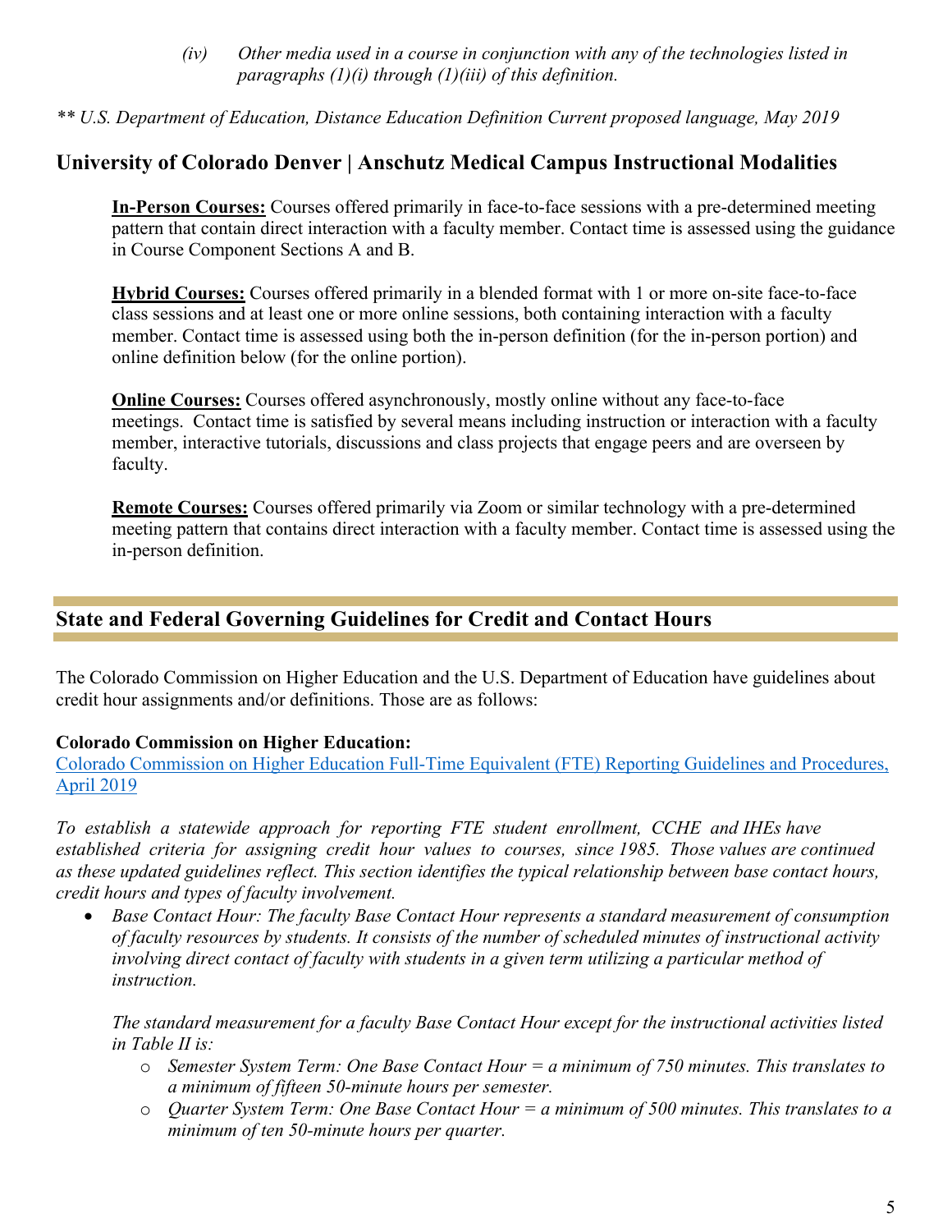*(iv) Other media used in a course in conjunction with any of the technologies listed in paragraphs (1)(i) through (1)(iii) of this definition.*

*** U.S. Department of Education, Distance Education Definition Current proposed language, May 2019*

## University of Colorado Denver | Anschutz Medical Campus Instructional Modalities

**In-Person Courses:** Courses offered primarily in face-to-face sessions with a pre-determined meeting pattern that contain direct interaction with a faculty member. Contact time is assessed using the guidance in Course Component Sections A and B.

**Hybrid Courses:** Courses offered primarily in a blended format with 1 or more on-site face-to-face class sessions and at least one or more online sessions, both containing interaction with a faculty member. Contact time is assessed using both the in-person definition (for the in-person portion) and online definition below (for the online portion).

**Online Courses:** Courses offered asynchronously, mostly online without any face-to-face meetings. Contact time is satisfied by several means including instruction or interaction with a faculty member, interactive tutorials, discussions and class projects that engage peers and are overseen by faculty.

**Remote Courses:** Courses offered primarily via Zoom or similar technology with a pre-determined meeting pattern that contains direct interaction with a faculty member. Contact time is assessed using the in-person definition.

## State and Federal Governing Guidelines for Credit and Contact Hours

The Colorado Commission on Higher Education and the U.S. Department of Education have guidelines about credit hour assignments and/or definitions. Those are as follows:

**Colorado Commission on Higher Education:**
Colorado Commission on Higher Education Full-Time Equivalent (FTE) Reporting Guidelines and Procedures, April 2019

*To establish a statewide approach for reporting FTE student enrollment, CCHE and IHEs have established criteria for assigning credit hour values to courses, since 1985. Those values are continued as these updated guidelines reflect. This section identifies the typical relationship between base contact hours, credit hours and types of faculty involvement.*

- *Base Contact Hour: The faculty Base Contact Hour represents a standard measurement of consumption of faculty resources by students. It consists of the number of scheduled minutes of instructional activity involving direct contact of faculty with students in a given term utilizing a particular method of instruction.*

  *The standard measurement for a faculty Base Contact Hour except for the instructional activities listed in Table II is:*
  - *Semester System Term: One Base Contact Hour = a minimum of 750 minutes. This translates to a minimum of fifteen 50-minute hours per semester.*
  - *Quarter System Term: One Base Contact Hour = a minimum of 500 minutes. This translates to a minimum of ten 50-minute hours per quarter.*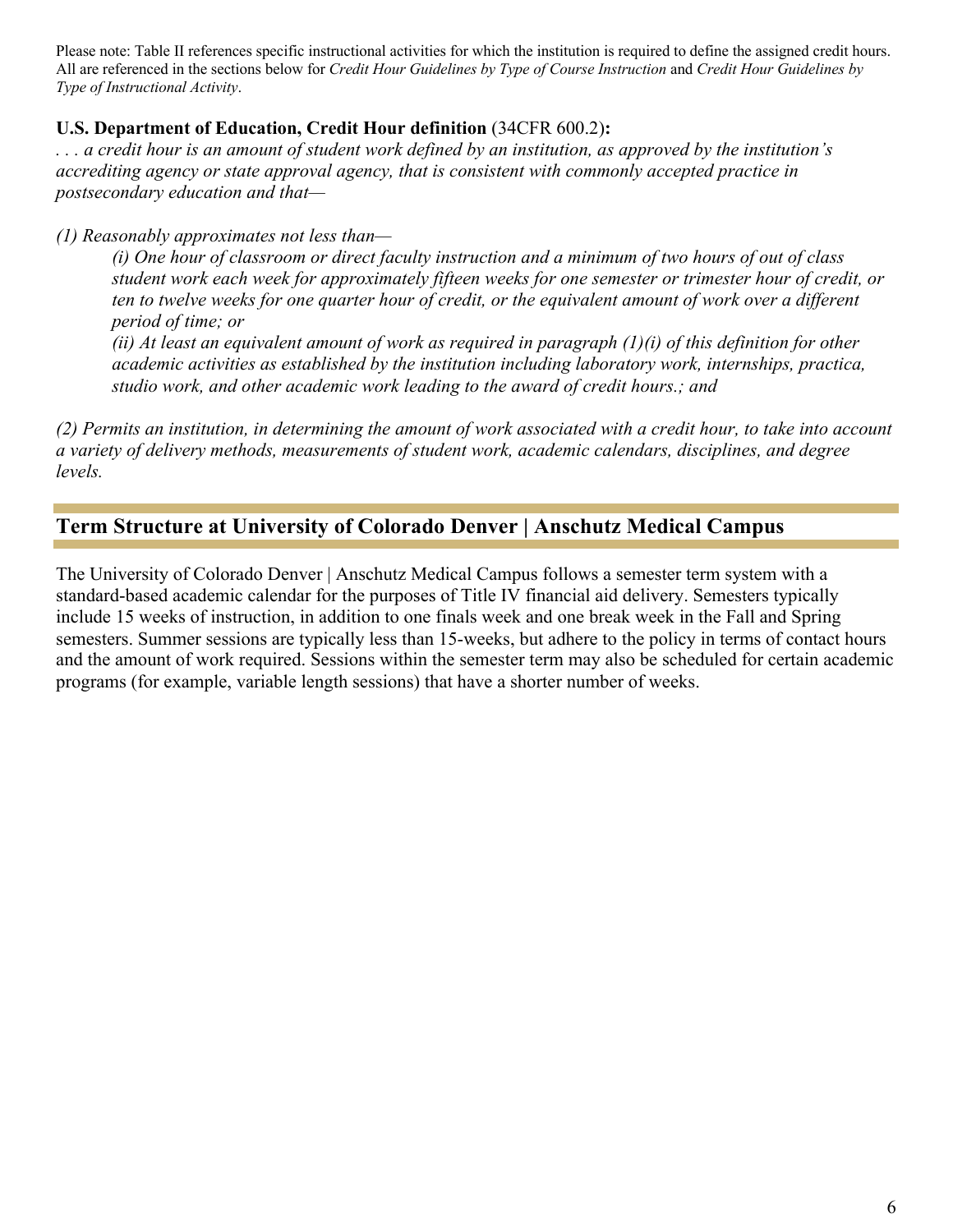Please note: Table II references specific instructional activities for which the institution is required to define the assigned credit hours. All are referenced in the sections below for *Credit Hour Guidelines by Type of Course Instruction* and *Credit Hour Guidelines by Type of Instructional Activity*.

**U.S. Department of Education, Credit Hour definition** (34CFR 600.2)**:**

*. . . a credit hour is an amount of student work defined by an institution, as approved by the institution's accrediting agency or state approval agency, that is consistent with commonly accepted practice in postsecondary education and that—*

*(1) Reasonably approximates not less than—*

> *(i) One hour of classroom or direct faculty instruction and a minimum of two hours of out of class student work each week for approximately fifteen weeks for one semester or trimester hour of credit, or ten to twelve weeks for one quarter hour of credit, or the equivalent amount of work over a different period of time; or*
>
> *(ii) At least an equivalent amount of work as required in paragraph (1)(i) of this definition for other academic activities as established by the institution including laboratory work, internships, practica, studio work, and other academic work leading to the award of credit hours.; and*

*(2) Permits an institution, in determining the amount of work associated with a credit hour, to take into account a variety of delivery methods, measurements of student work, academic calendars, disciplines, and degree levels.*

## Term Structure at University of Colorado Denver | Anschutz Medical Campus

The University of Colorado Denver | Anschutz Medical Campus follows a semester term system with a standard-based academic calendar for the purposes of Title IV financial aid delivery. Semesters typically include 15 weeks of instruction, in addition to one finals week and one break week in the Fall and Spring semesters. Summer sessions are typically less than 15-weeks, but adhere to the policy in terms of contact hours and the amount of work required. Sessions within the semester term may also be scheduled for certain academic programs (for example, variable length sessions) that have a shorter number of weeks.